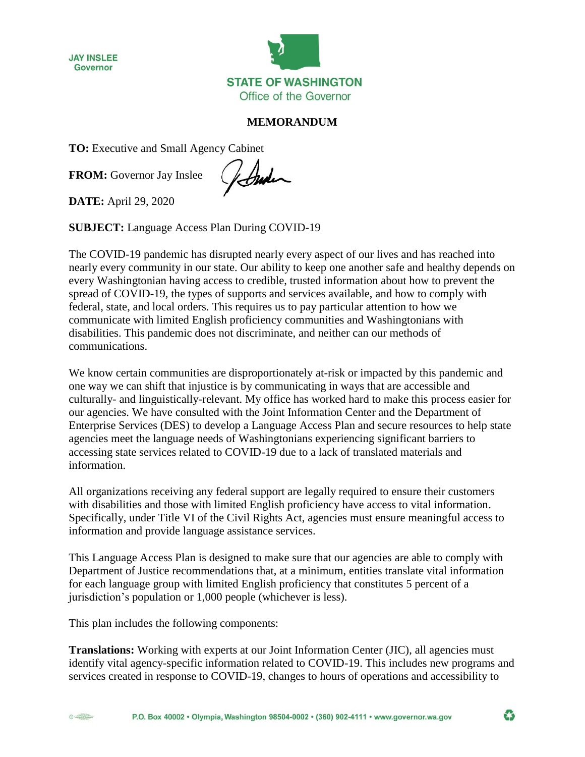JAY INSLEE
Governor

STATE OF WASHINGTON
Office of the Governor

# MEMORANDUM

**TO:** Executive and Small Agency Cabinet

**FROM:** Governor Jay Inslee

**DATE:** April 29, 2020

**SUBJECT:** Language Access Plan During COVID-19

The COVID-19 pandemic has disrupted nearly every aspect of our lives and has reached into nearly every community in our state. Our ability to keep one another safe and healthy depends on every Washingtonian having access to credible, trusted information about how to prevent the spread of COVID-19, the types of supports and services available, and how to comply with federal, state, and local orders. This requires us to pay particular attention to how we communicate with limited English proficiency communities and Washingtonians with disabilities. This pandemic does not discriminate, and neither can our methods of communications.

We know certain communities are disproportionately at-risk or impacted by this pandemic and one way we can shift that injustice is by communicating in ways that are accessible and culturally- and linguistically-relevant. My office has worked hard to make this process easier for our agencies. We have consulted with the Joint Information Center and the Department of Enterprise Services (DES) to develop a Language Access Plan and secure resources to help state agencies meet the language needs of Washingtonians experiencing significant barriers to accessing state services related to COVID-19 due to a lack of translated materials and information.

All organizations receiving any federal support are legally required to ensure their customers with disabilities and those with limited English proficiency have access to vital information. Specifically, under Title VI of the Civil Rights Act, agencies must ensure meaningful access to information and provide language assistance services.

This Language Access Plan is designed to make sure that our agencies are able to comply with Department of Justice recommendations that, at a minimum, entities translate vital information for each language group with limited English proficiency that constitutes 5 percent of a jurisdiction's population or 1,000 people (whichever is less).

This plan includes the following components:

**Translations:** Working with experts at our Joint Information Center (JIC), all agencies must identify vital agency-specific information related to COVID-19. This includes new programs and services created in response to COVID-19, changes to hours of operations and accessibility to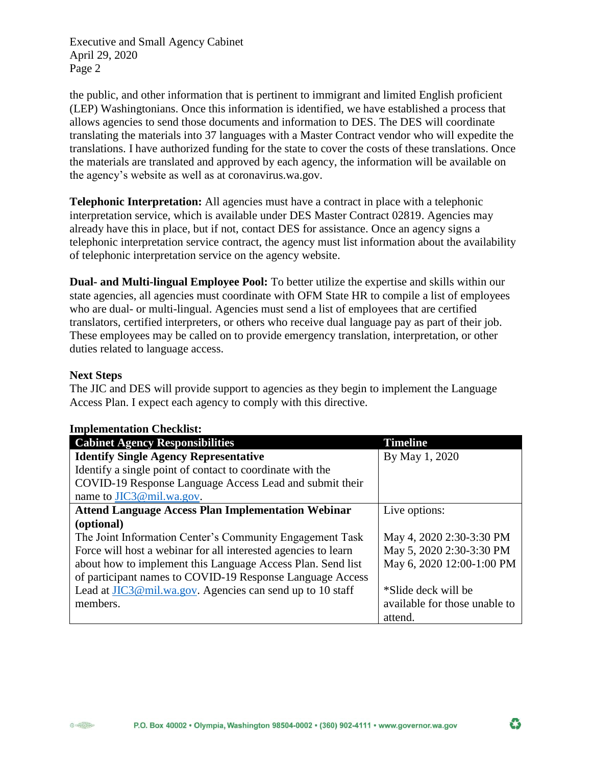the public, and other information that is pertinent to immigrant and limited English proficient (LEP) Washingtonians. Once this information is identified, we have established a process that allows agencies to send those documents and information to DES. The DES will coordinate translating the materials into 37 languages with a Master Contract vendor who will expedite the translations. I have authorized funding for the state to cover the costs of these translations. Once the materials are translated and approved by each agency, the information will be available on the agency's website as well as at coronavirus.wa.gov.

**Telephonic Interpretation:** All agencies must have a contract in place with a telephonic interpretation service, which is available under DES Master Contract 02819. Agencies may already have this in place, but if not, contact DES for assistance. Once an agency signs a telephonic interpretation service contract, the agency must list information about the availability of telephonic interpretation service on the agency website.

**Dual- and Multi-lingual Employee Pool:** To better utilize the expertise and skills within our state agencies, all agencies must coordinate with OFM State HR to compile a list of employees who are dual- or multi-lingual. Agencies must send a list of employees that are certified translators, certified interpreters, or others who receive dual language pay as part of their job. These employees may be called on to provide emergency translation, interpretation, or other duties related to language access.

**Next Steps**

The JIC and DES will provide support to agencies as they begin to implement the Language Access Plan. I expect each agency to comply with this directive.

**Implementation Checklist:**

| Cabinet Agency Responsibilities | Timeline |
|---|---|
| **Identify Single Agency Representative**<br>Identify a single point of contact to coordinate with the COVID-19 Response Language Access Lead and submit their name to JIC3@mil.wa.gov. | By May 1, 2020 |
| **Attend Language Access Plan Implementation Webinar (optional)**<br>The Joint Information Center's Community Engagement Task Force will host a webinar for all interested agencies to learn about how to implement this Language Access Plan. Send list of participant names to COVID-19 Response Language Access Lead at JIC3@mil.wa.gov. Agencies can send up to 10 staff members. | Live options:<br><br>May 4, 2020 2:30-3:30 PM<br>May 5, 2020 2:30-3:30 PM<br>May 6, 2020 12:00-1:00 PM<br><br>*Slide deck will be available for those unable to attend. |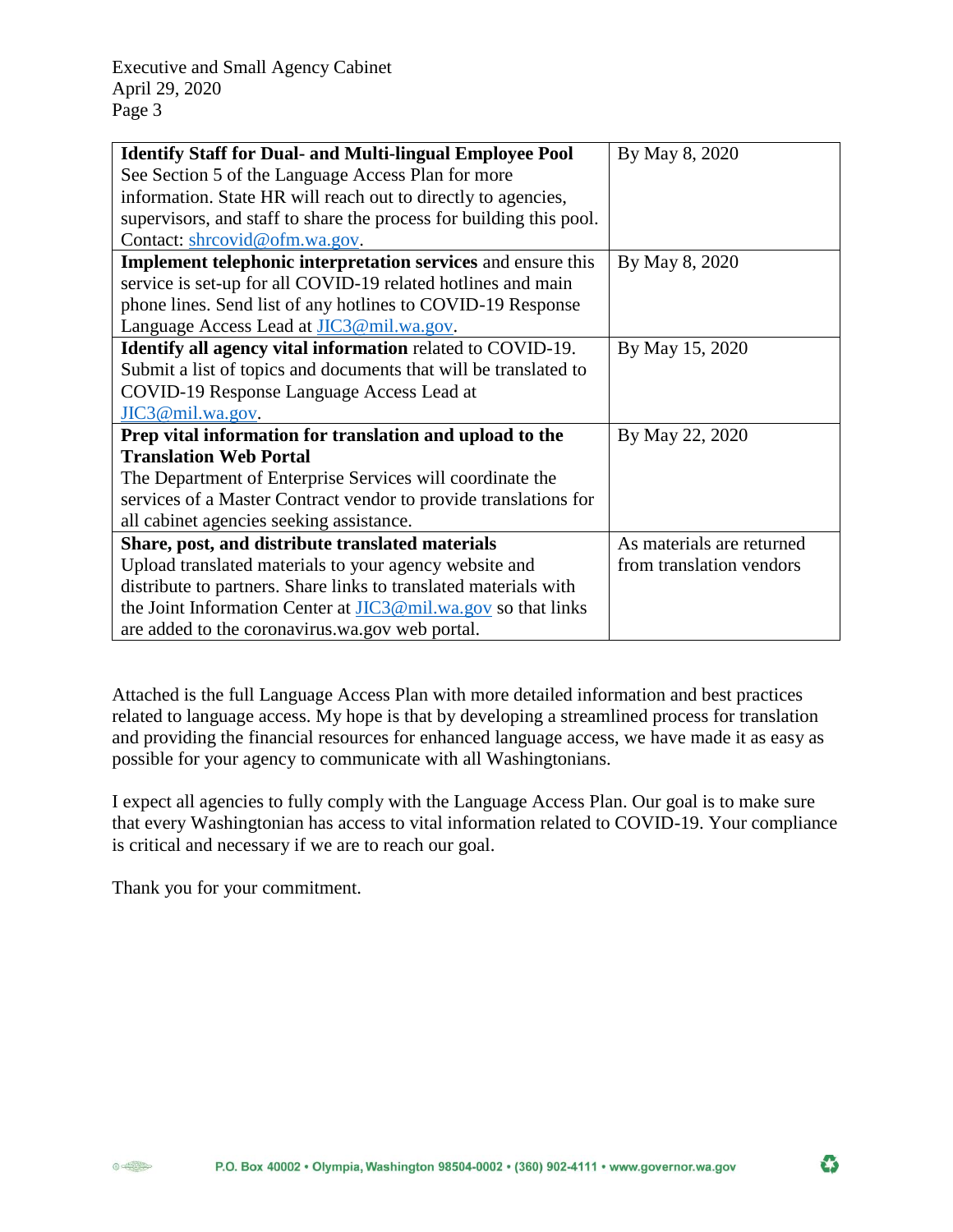| | |
|---|---|
| **Identify Staff for Dual- and Multi-lingual Employee Pool** See Section 5 of the Language Access Plan for more information. State HR will reach out to directly to agencies, supervisors, and staff to share the process for building this pool. Contact: shrcovid@ofm.wa.gov. | By May 8, 2020 |
| **Implement telephonic interpretation services** and ensure this service is set-up for all COVID-19 related hotlines and main phone lines. Send list of any hotlines to COVID-19 Response Language Access Lead at JIC3@mil.wa.gov. | By May 8, 2020 |
| **Identify all agency vital information** related to COVID-19. Submit a list of topics and documents that will be translated to COVID-19 Response Language Access Lead at JIC3@mil.wa.gov. | By May 15, 2020 |
| **Prep vital information for translation and upload to the Translation Web Portal** The Department of Enterprise Services will coordinate the services of a Master Contract vendor to provide translations for all cabinet agencies seeking assistance. | By May 22, 2020 |
| **Share, post, and distribute translated materials** Upload translated materials to your agency website and distribute to partners. Share links to translated materials with the Joint Information Center at JIC3@mil.wa.gov so that links are added to the coronavirus.wa.gov web portal. | As materials are returned from translation vendors |

Attached is the full Language Access Plan with more detailed information and best practices related to language access. My hope is that by developing a streamlined process for translation and providing the financial resources for enhanced language access, we have made it as easy as possible for your agency to communicate with all Washingtonians.

I expect all agencies to fully comply with the Language Access Plan. Our goal is to make sure that every Washingtonian has access to vital information related to COVID-19. Your compliance is critical and necessary if we are to reach our goal.

Thank you for your commitment.